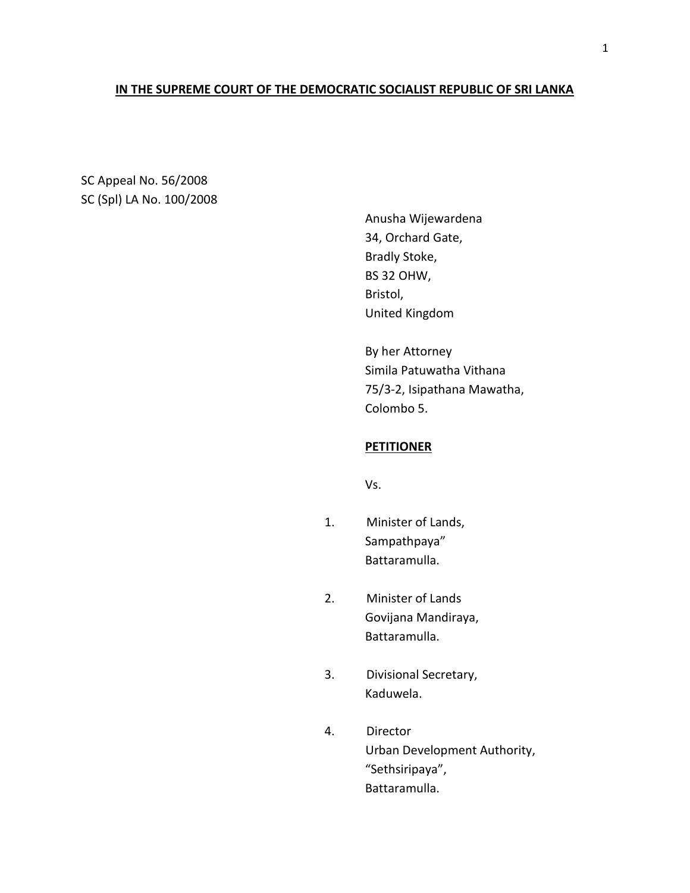**IN THE SUPREME COURT OF THE DEMOCRATIC SOCIALIST REPUBLIC OF SRI LANKA**

SC Appeal No. 56/2008
SC (Spl) LA No. 100/2008

Anusha Wijewardena
34, Orchard Gate,
Bradly Stoke,
BS 32 OHW,
Bristol,
United Kingdom

By her Attorney
Simila Patuwatha Vithana
75/3-2, Isipathana Mawatha,
Colombo 5.

**PETITIONER**

Vs.

1. Minister of Lands,
   Sampathpaya"
   Battaramulla.

2. Minister of Lands
   Govijana Mandiraya,
   Battaramulla.

3. Divisional Secretary,
   Kaduwela.

4. Director
   Urban Development Authority,
   "Sethsiripaya",
   Battaramulla.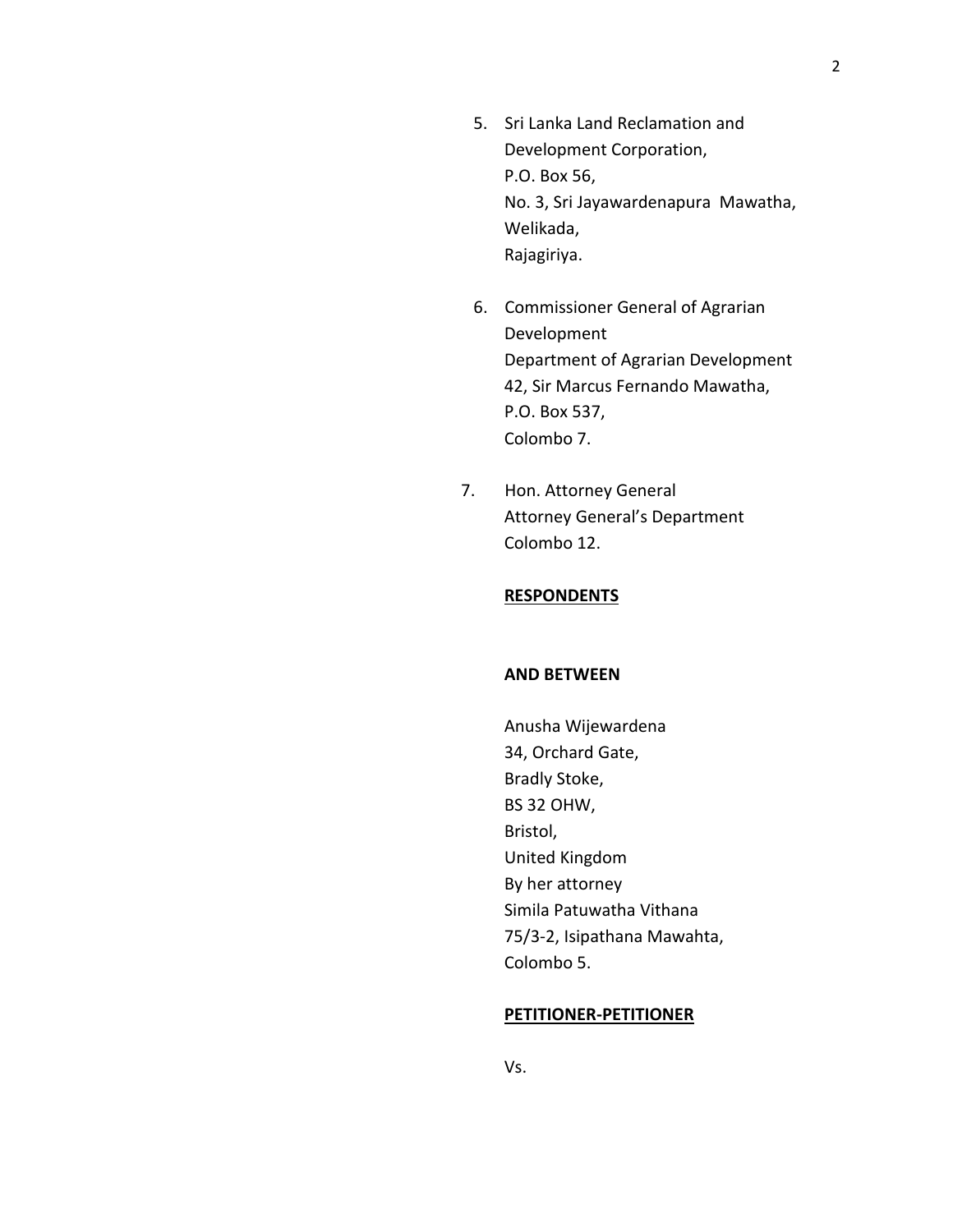5. Sri Lanka Land Reclamation and Development Corporation,
   P.O. Box 56,
   No. 3, Sri Jayawardenapura Mawatha,
   Welikada,
   Rajagiriya.

6. Commissioner General of Agrarian Development
   Department of Agrarian Development
   42, Sir Marcus Fernando Mawatha,
   P.O. Box 537,
   Colombo 7.

7. Hon. Attorney General
   Attorney General's Department
   Colombo 12.

**RESPONDENTS**

**AND BETWEEN**

Anusha Wijewardena
34, Orchard Gate,
Bradly Stoke,
BS 32 OHW,
Bristol,
United Kingdom
By her attorney
Simila Patuwatha Vithana
75/3-2, Isipathana Mawahta,
Colombo 5.

**PETITIONER-PETITIONER**

Vs.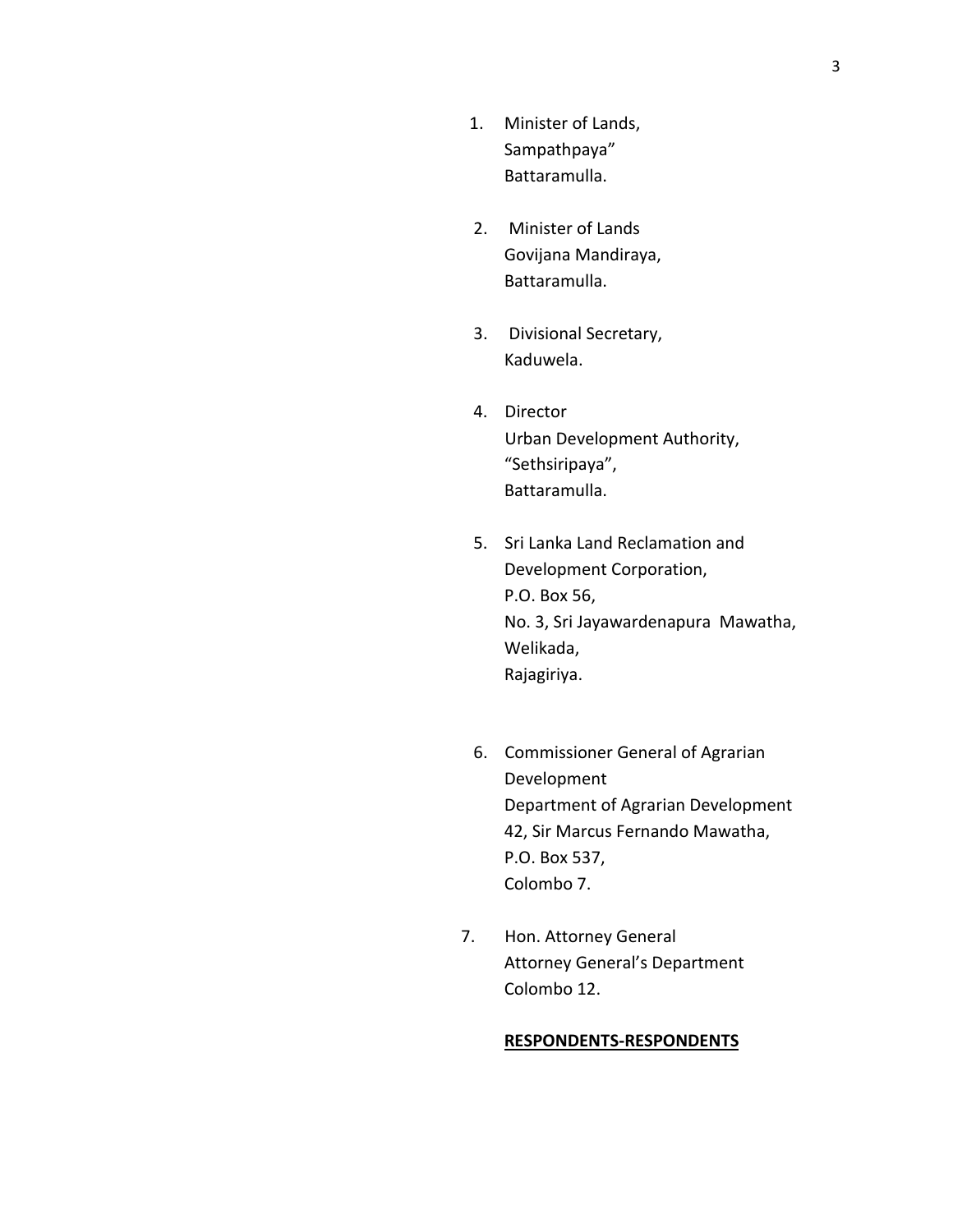1. Minister of Lands,
   Sampathpaya"
   Battaramulla.

2. Minister of Lands
   Govijana Mandiraya,
   Battaramulla.

3. Divisional Secretary,
   Kaduwela.

4. Director
   Urban Development Authority,
   "Sethsiripaya",
   Battaramulla.

5. Sri Lanka Land Reclamation and
   Development Corporation,
   P.O. Box 56,
   No. 3, Sri Jayawardenapura Mawatha,
   Welikada,
   Rajagiriya.

6. Commissioner General of Agrarian
   Development
   Department of Agrarian Development
   42, Sir Marcus Fernando Mawatha,
   P.O. Box 537,
   Colombo 7.

7. Hon. Attorney General
   Attorney General's Department
   Colombo 12.

**RESPONDENTS-RESPONDENTS**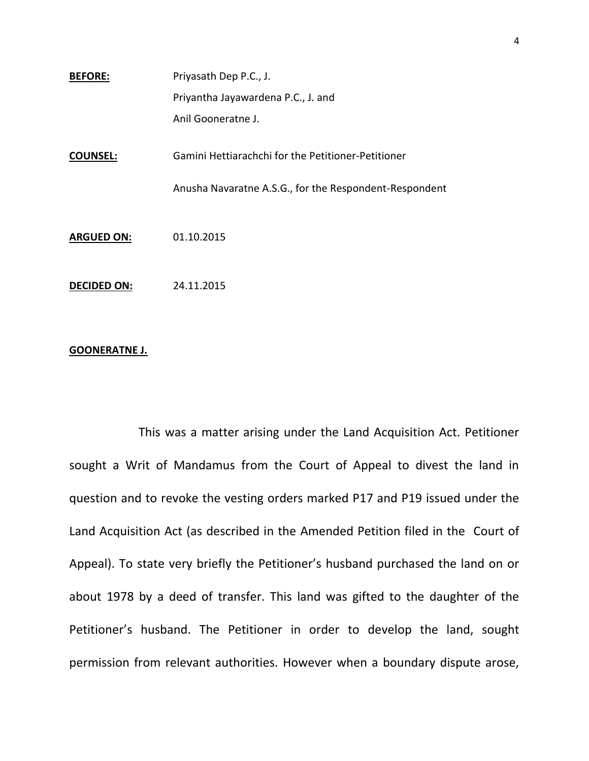**BEFORE:** Priyasath Dep P.C., J.
Priyantha Jayawardena P.C., J. and
Anil Gooneratne J.

**COUNSEL:** Gamini Hettiarachchi for the Petitioner-Petitioner

Anusha Navaratne A.S.G., for the Respondent-Respondent

**ARGUED ON:** 01.10.2015

**DECIDED ON:** 24.11.2015

**GOONERATNE J.**

This was a matter arising under the Land Acquisition Act. Petitioner sought a Writ of Mandamus from the Court of Appeal to divest the land in question and to revoke the vesting orders marked P17 and P19 issued under the Land Acquisition Act (as described in the Amended Petition filed in the Court of Appeal). To state very briefly the Petitioner's husband purchased the land on or about 1978 by a deed of transfer. This land was gifted to the daughter of the Petitioner's husband. The Petitioner in order to develop the land, sought permission from relevant authorities. However when a boundary dispute arose,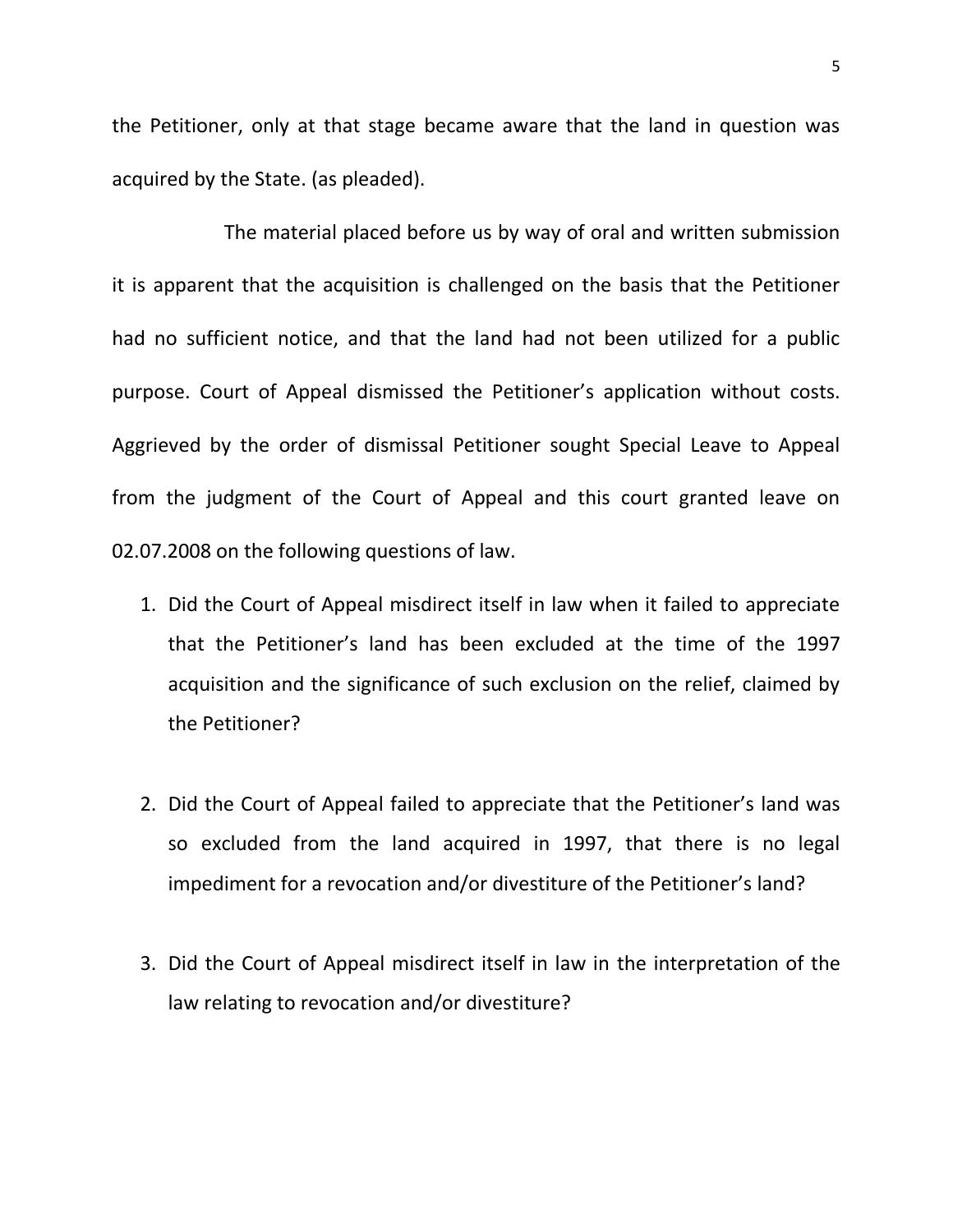the Petitioner, only at that stage became aware that the land in question was acquired by the State. (as pleaded).

The material placed before us by way of oral and written submission it is apparent that the acquisition is challenged on the basis that the Petitioner had no sufficient notice, and that the land had not been utilized for a public purpose. Court of Appeal dismissed the Petitioner's application without costs. Aggrieved by the order of dismissal Petitioner sought Special Leave to Appeal from the judgment of the Court of Appeal and this court granted leave on 02.07.2008 on the following questions of law.

1. Did the Court of Appeal misdirect itself in law when it failed to appreciate that the Petitioner's land has been excluded at the time of the 1997 acquisition and the significance of such exclusion on the relief, claimed by the Petitioner?

2. Did the Court of Appeal failed to appreciate that the Petitioner's land was so excluded from the land acquired in 1997, that there is no legal impediment for a revocation and/or divestiture of the Petitioner's land?

3. Did the Court of Appeal misdirect itself in law in the interpretation of the law relating to revocation and/or divestiture?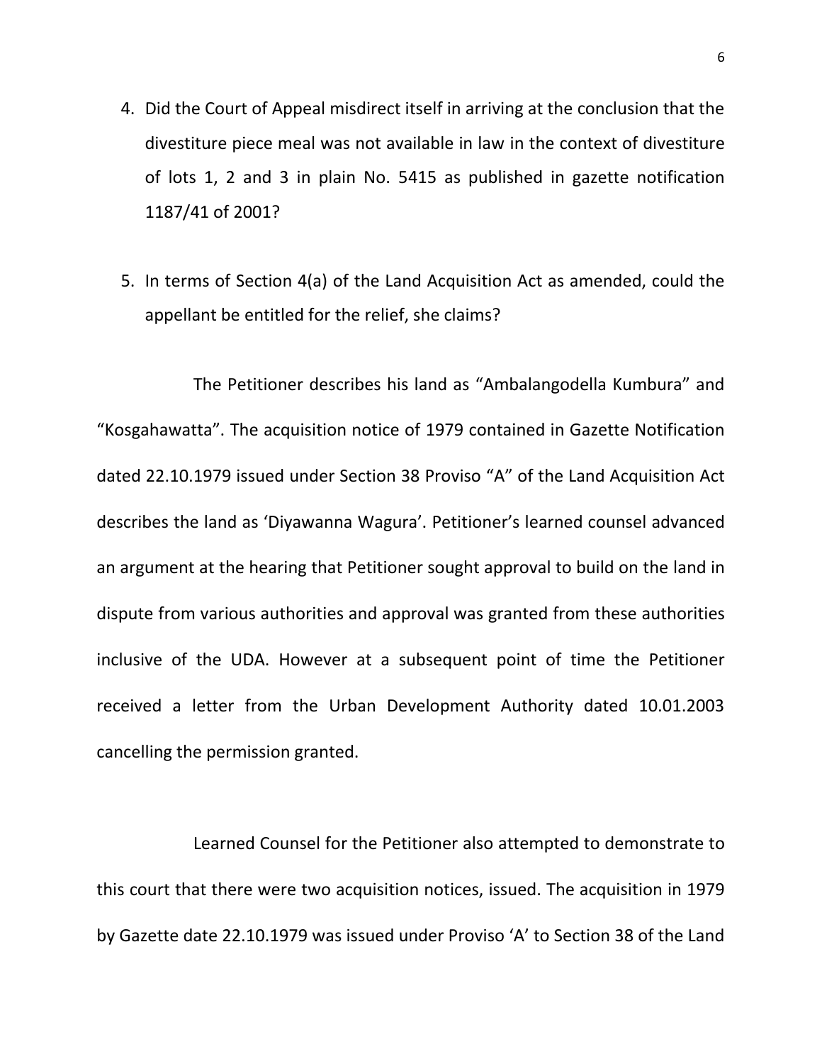4. Did the Court of Appeal misdirect itself in arriving at the conclusion that the divestiture piece meal was not available in law in the context of divestiture of lots 1, 2 and 3 in plain No. 5415 as published in gazette notification 1187/41 of 2001?

5. In terms of Section 4(a) of the Land Acquisition Act as amended, could the appellant be entitled for the relief, she claims?

The Petitioner describes his land as "Ambalangodella Kumbura" and "Kosgahawatta". The acquisition notice of 1979 contained in Gazette Notification dated 22.10.1979 issued under Section 38 Proviso "A" of the Land Acquisition Act describes the land as 'Diyawanna Wagura'. Petitioner's learned counsel advanced an argument at the hearing that Petitioner sought approval to build on the land in dispute from various authorities and approval was granted from these authorities inclusive of the UDA. However at a subsequent point of time the Petitioner received a letter from the Urban Development Authority dated 10.01.2003 cancelling the permission granted.

Learned Counsel for the Petitioner also attempted to demonstrate to this court that there were two acquisition notices, issued. The acquisition in 1979 by Gazette date 22.10.1979 was issued under Proviso 'A' to Section 38 of the Land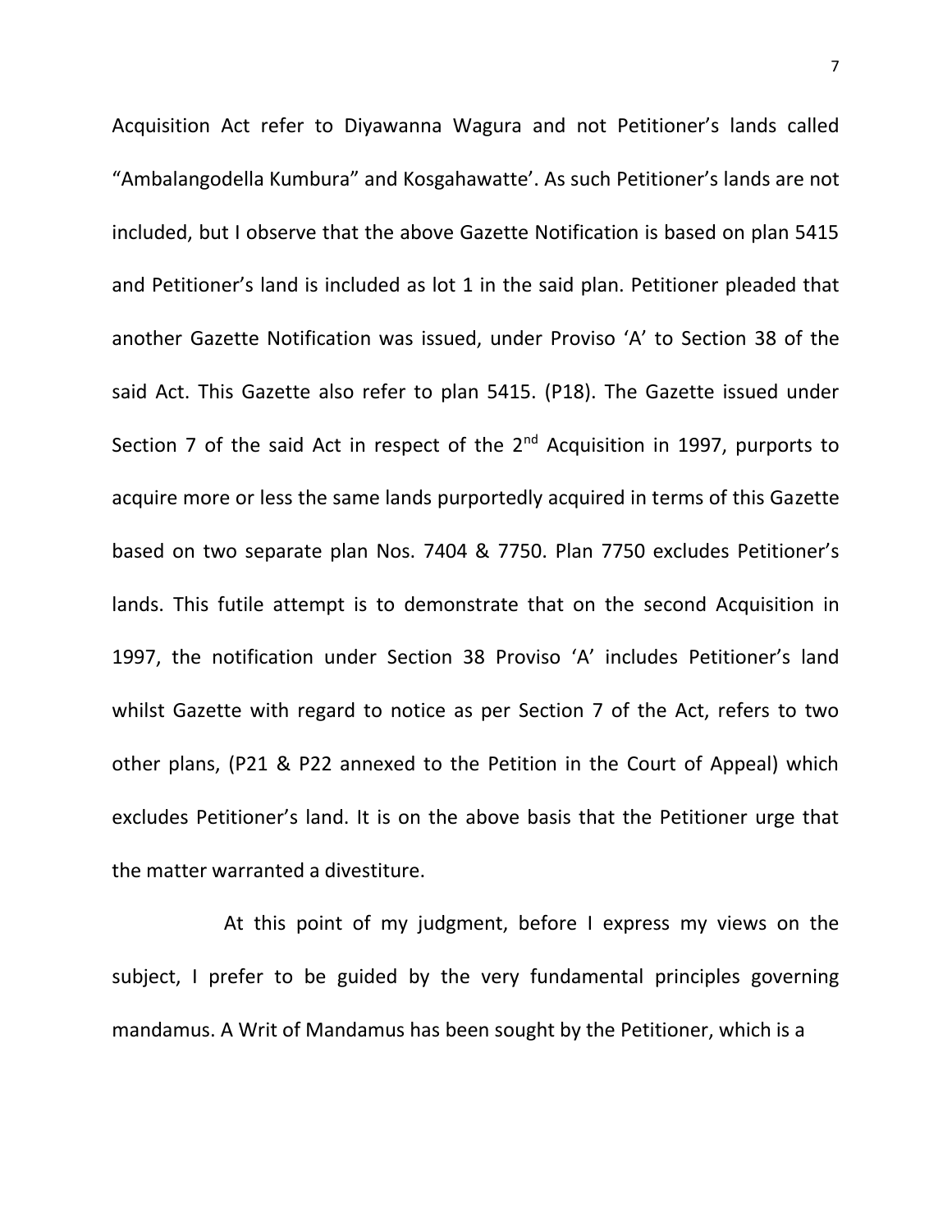Acquisition Act refer to Diyawanna Wagura and not Petitioner's lands called "Ambalangodella Kumbura" and Kosgahawatte'. As such Petitioner's lands are not included, but I observe that the above Gazette Notification is based on plan 5415 and Petitioner's land is included as lot 1 in the said plan. Petitioner pleaded that another Gazette Notification was issued, under Proviso 'A' to Section 38 of the said Act. This Gazette also refer to plan 5415. (P18). The Gazette issued under Section 7 of the said Act in respect of the 2nd Acquisition in 1997, purports to acquire more or less the same lands purportedly acquired in terms of this Gazette based on two separate plan Nos. 7404 & 7750. Plan 7750 excludes Petitioner's lands. This futile attempt is to demonstrate that on the second Acquisition in 1997, the notification under Section 38 Proviso 'A' includes Petitioner's land whilst Gazette with regard to notice as per Section 7 of the Act, refers to two other plans, (P21 & P22 annexed to the Petition in the Court of Appeal) which excludes Petitioner's land. It is on the above basis that the Petitioner urge that the matter warranted a divestiture.

At this point of my judgment, before I express my views on the subject, I prefer to be guided by the very fundamental principles governing mandamus. A Writ of Mandamus has been sought by the Petitioner, which is a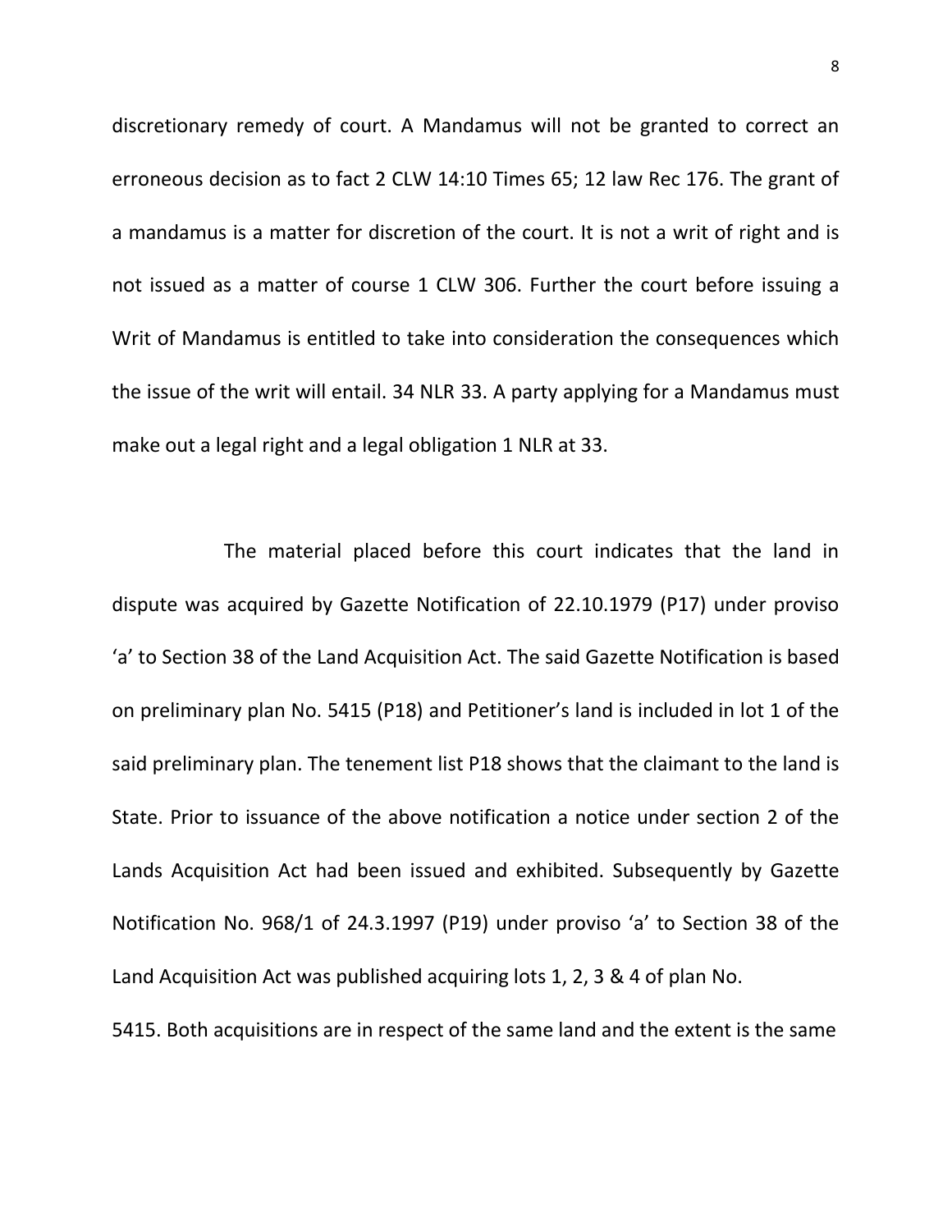discretionary remedy of court. A Mandamus will not be granted to correct an erroneous decision as to fact 2 CLW 14:10 Times 65; 12 law Rec 176. The grant of a mandamus is a matter for discretion of the court. It is not a writ of right and is not issued as a matter of course 1 CLW 306. Further the court before issuing a Writ of Mandamus is entitled to take into consideration the consequences which the issue of the writ will entail. 34 NLR 33. A party applying for a Mandamus must make out a legal right and a legal obligation 1 NLR at 33.

The material placed before this court indicates that the land in dispute was acquired by Gazette Notification of 22.10.1979 (P17) under proviso 'a' to Section 38 of the Land Acquisition Act. The said Gazette Notification is based on preliminary plan No. 5415 (P18) and Petitioner's land is included in lot 1 of the said preliminary plan. The tenement list P18 shows that the claimant to the land is State. Prior to issuance of the above notification a notice under section 2 of the Lands Acquisition Act had been issued and exhibited. Subsequently by Gazette Notification No. 968/1 of 24.3.1997 (P19) under proviso 'a' to Section 38 of the Land Acquisition Act was published acquiring lots 1, 2, 3 & 4 of plan No. 5415. Both acquisitions are in respect of the same land and the extent is the same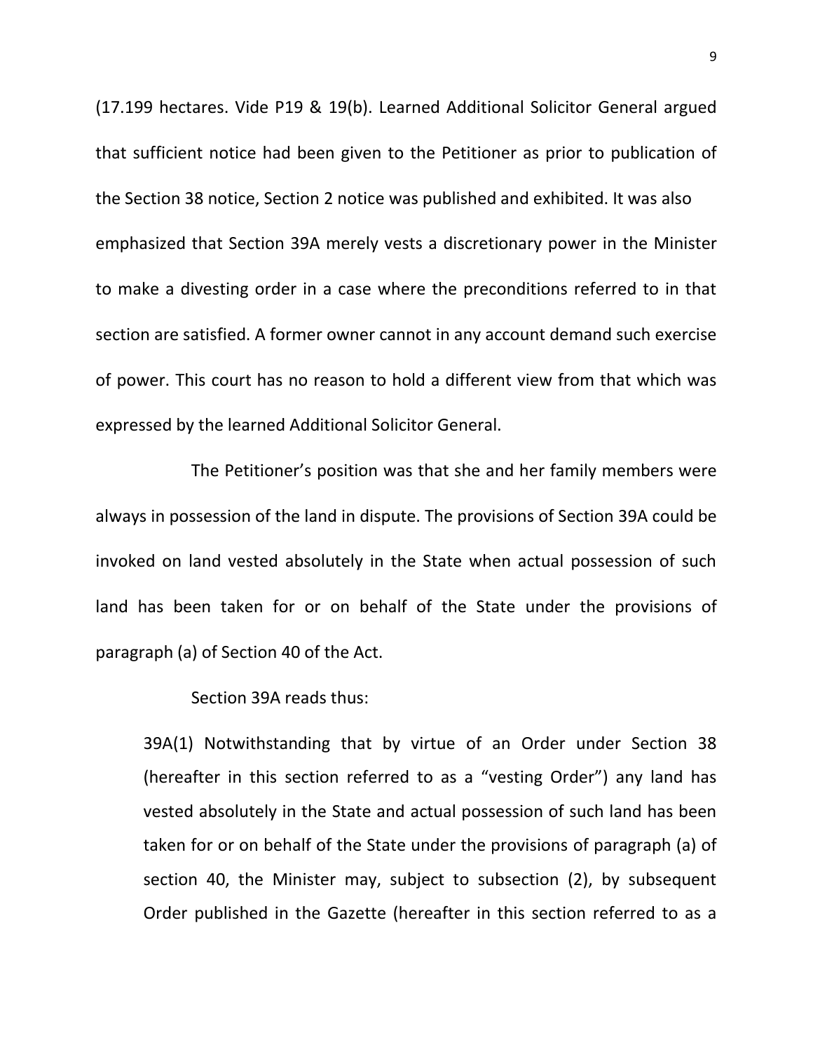(17.199 hectares. Vide P19 & 19(b). Learned Additional Solicitor General argued that sufficient notice had been given to the Petitioner as prior to publication of the Section 38 notice, Section 2 notice was published and exhibited. It was also emphasized that Section 39A merely vests a discretionary power in the Minister to make a divesting order in a case where the preconditions referred to in that section are satisfied. A former owner cannot in any account demand such exercise of power. This court has no reason to hold a different view from that which was expressed by the learned Additional Solicitor General.

The Petitioner's position was that she and her family members were always in possession of the land in dispute. The provisions of Section 39A could be invoked on land vested absolutely in the State when actual possession of such land has been taken for or on behalf of the State under the provisions of paragraph (a) of Section 40 of the Act.

Section 39A reads thus:

> 39A(1) Notwithstanding that by virtue of an Order under Section 38 (hereafter in this section referred to as a "vesting Order") any land has vested absolutely in the State and actual possession of such land has been taken for or on behalf of the State under the provisions of paragraph (a) of section 40, the Minister may, subject to subsection (2), by subsequent Order published in the Gazette (hereafter in this section referred to as a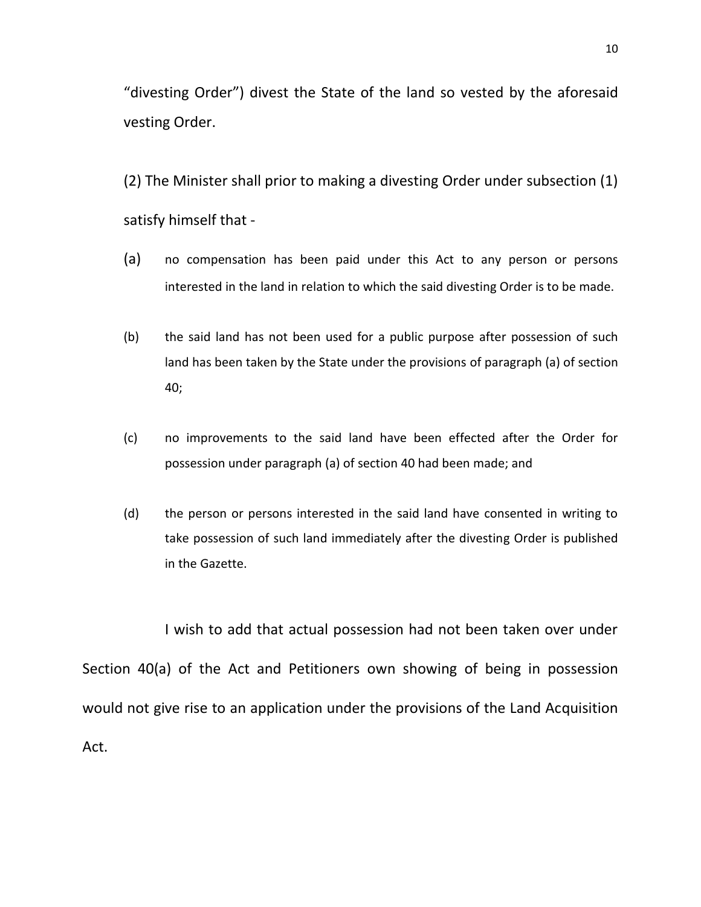"divesting Order") divest the State of the land so vested by the aforesaid vesting Order.

(2) The Minister shall prior to making a divesting Order under subsection (1) satisfy himself that -

(a) no compensation has been paid under this Act to any person or persons interested in the land in relation to which the said divesting Order is to be made.

(b) the said land has not been used for a public purpose after possession of such land has been taken by the State under the provisions of paragraph (a) of section 40;

(c) no improvements to the said land have been effected after the Order for possession under paragraph (a) of section 40 had been made; and

(d) the person or persons interested in the said land have consented in writing to take possession of such land immediately after the divesting Order is published in the Gazette.

I wish to add that actual possession had not been taken over under Section 40(a) of the Act and Petitioners own showing of being in possession would not give rise to an application under the provisions of the Land Acquisition Act.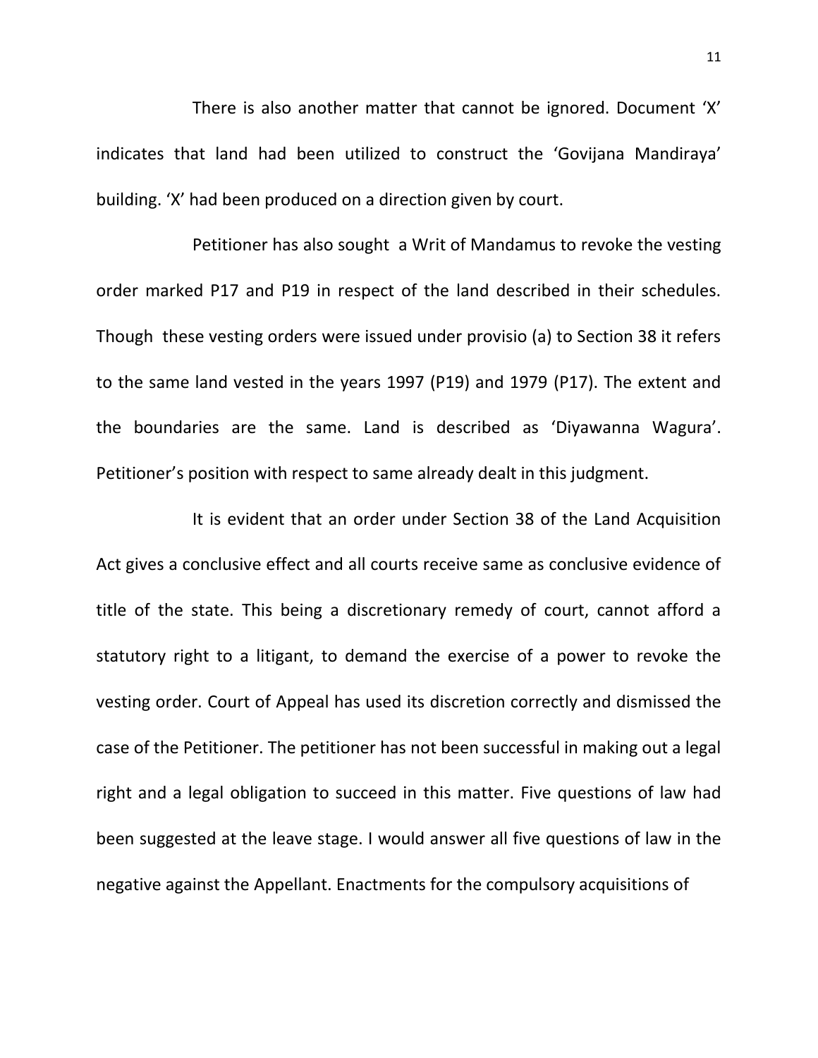There is also another matter that cannot be ignored. Document 'X' indicates that land had been utilized to construct the 'Govijana Mandiraya' building. 'X' had been produced on a direction given by court.

Petitioner has also sought a Writ of Mandamus to revoke the vesting order marked P17 and P19 in respect of the land described in their schedules. Though these vesting orders were issued under provisio (a) to Section 38 it refers to the same land vested in the years 1997 (P19) and 1979 (P17). The extent and the boundaries are the same. Land is described as 'Diyawanna Wagura'. Petitioner's position with respect to same already dealt in this judgment.

It is evident that an order under Section 38 of the Land Acquisition Act gives a conclusive effect and all courts receive same as conclusive evidence of title of the state. This being a discretionary remedy of court, cannot afford a statutory right to a litigant, to demand the exercise of a power to revoke the vesting order. Court of Appeal has used its discretion correctly and dismissed the case of the Petitioner. The petitioner has not been successful in making out a legal right and a legal obligation to succeed in this matter. Five questions of law had been suggested at the leave stage. I would answer all five questions of law in the negative against the Appellant. Enactments for the compulsory acquisitions of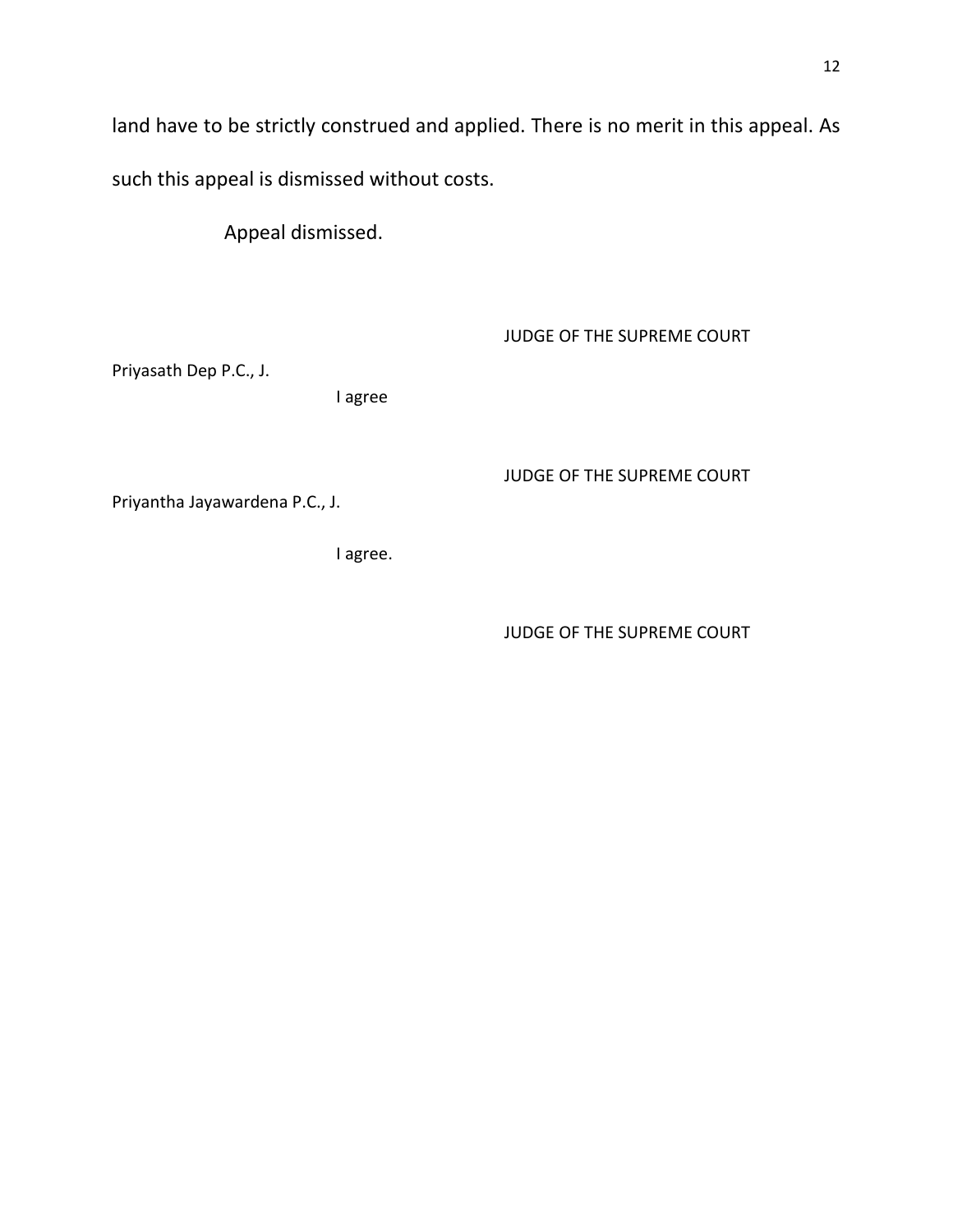land have to be strictly construed and applied. There is no merit in this appeal. As such this appeal is dismissed without costs.

Appeal dismissed.

JUDGE OF THE SUPREME COURT

Priyasath Dep P.C., J.

I agree

JUDGE OF THE SUPREME COURT

Priyantha Jayawardena P.C., J.

I agree.

JUDGE OF THE SUPREME COURT